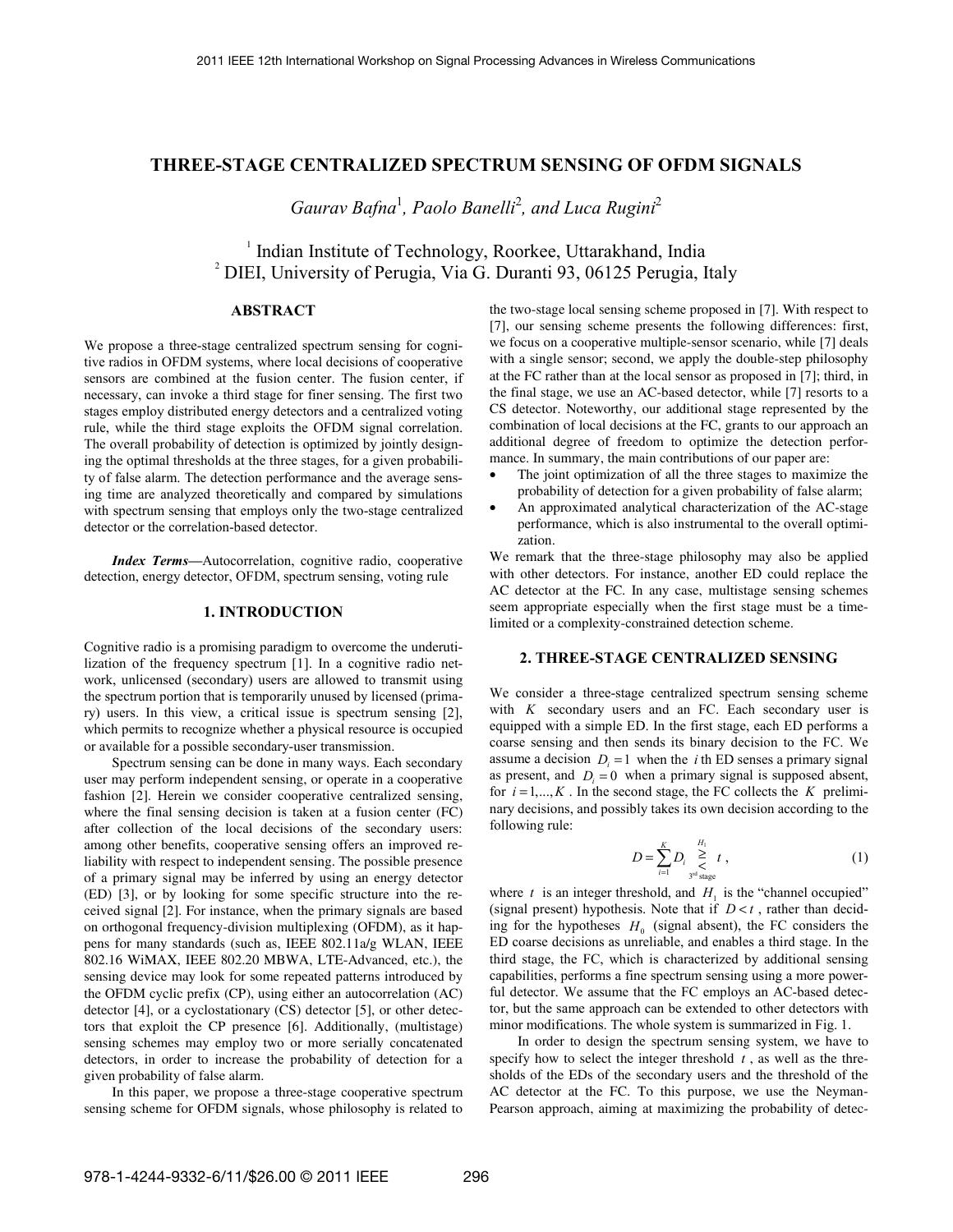# THREE-STAGE CENTRALIZED SPECTRUM SENSING OF OFDM SIGNALS

*Gaurav Bafna*[1], *Paolo Banelli*[2], *and Luca Rugini*[2]

[1] Indian Institute of Technology, Roorkee, Uttarakhand, India
[2] DIEI, University of Perugia, Via G. Duranti 93, 06125 Perugia, Italy

## ABSTRACT

We propose a three-stage centralized spectrum sensing for cognitive radios in OFDM systems, where local decisions of cooperative sensors are combined at the fusion center. The fusion center, if necessary, can invoke a third stage for finer sensing. The first two stages employ distributed energy detectors and a centralized voting rule, while the third stage exploits the OFDM signal correlation. The overall probability of detection is optimized by jointly designing the optimal thresholds at the three stages, for a given probability of false alarm. The detection performance and the average sensing time are analyzed theoretically and compared by simulations with spectrum sensing that employs only the two-stage centralized detector or the correlation-based detector.

***Index Terms*****—**Autocorrelation, cognitive radio, cooperative detection, energy detector, OFDM, spectrum sensing, voting rule

## 1. INTRODUCTION

Cognitive radio is a promising paradigm to overcome the underutilization of the frequency spectrum [1]. In a cognitive radio network, unlicensed (secondary) users are allowed to transmit using the spectrum portion that is temporarily unused by licensed (primary) users. In this view, a critical issue is spectrum sensing [2], which permits to recognize whether a physical resource is occupied or available for a possible secondary-user transmission.

Spectrum sensing can be done in many ways. Each secondary user may perform independent sensing, or operate in a cooperative fashion [2]. Herein we consider cooperative centralized sensing, where the final sensing decision is taken at a fusion center (FC) after collection of the local decisions of the secondary users: among other benefits, cooperative sensing offers an improved reliability with respect to independent sensing. The possible presence of a primary signal may be inferred by using an energy detector (ED) [3], or by looking for some specific structure into the received signal [2]. For instance, when the primary signals are based on orthogonal frequency-division multiplexing (OFDM), as it happens for many standards (such as, IEEE 802.11a/g WLAN, IEEE 802.16 WiMAX, IEEE 802.20 MBWA, LTE-Advanced, etc.), the sensing device may look for some repeated patterns introduced by the OFDM cyclic prefix (CP), using either an autocorrelation (AC) detector [4], or a cyclostationary (CS) detector [5], or other detectors that exploit the CP presence [6]. Additionally, (multistage) sensing schemes may employ two or more serially concatenated detectors, in order to increase the probability of detection for a given probability of false alarm.

In this paper, we propose a three-stage cooperative spectrum sensing scheme for OFDM signals, whose philosophy is related to the two-stage local sensing scheme proposed in [7]. With respect to [7], our sensing scheme presents the following differences: first, we focus on a cooperative multiple-sensor scenario, while [7] deals with a single sensor; second, we apply the double-step philosophy at the FC rather than at the local sensor as proposed in [7]; third, in the final stage, we use an AC-based detector, while [7] resorts to a CS detector. Noteworthy, our additional stage represented by the combination of local decisions at the FC, grants to our approach an additional degree of freedom to optimize the detection performance. In summary, the main contributions of our paper are:

- The joint optimization of all the three stages to maximize the probability of detection for a given probability of false alarm;
- An approximated analytical characterization of the AC-stage performance, which is also instrumental to the overall optimization.

We remark that the three-stage philosophy may also be applied with other detectors. For instance, another ED could replace the AC detector at the FC. In any case, multistage sensing schemes seem appropriate especially when the first stage must be a time-limited or a complexity-constrained detection scheme.

## 2. THREE-STAGE CENTRALIZED SENSING

We consider a three-stage centralized spectrum sensing scheme with $K$ secondary users and an FC. Each secondary user is equipped with a simple ED. In the first stage, each ED performs a coarse sensing and then sends its binary decision to the FC. We assume a decision $D_i = 1$ when the $i$th ED senses a primary signal as present, and $D_i = 0$ when a primary signal is supposed absent, for $i = 1,...,K$. In the second stage, the FC collects the $K$ preliminary decisions, and possibly takes its own decision according to the following rule:

$$D = \sum_{i=1}^{K} D_i \underset{3^{\text{rd}}\text{ stage}}{\overset{H_1}{\gtrless}} t, \tag{1}$$

where $t$ is an integer threshold, and $H_1$ is the "channel occupied" (signal present) hypothesis. Note that if $D < t$, rather than deciding for the hypotheses $H_0$ (signal absent), the FC considers the ED coarse decisions as unreliable, and enables a third stage. In the third stage, the FC, which is characterized by additional sensing capabilities, performs a fine spectrum sensing using a more powerful detector. We assume that the FC employs an AC-based detector, but the same approach can be extended to other detectors with minor modifications. The whole system is summarized in Fig. 1.

In order to design the spectrum sensing system, we have to specify how to select the integer threshold $t$, as well as the thresholds of the EDs of the secondary users and the threshold of the AC detector at the FC. To this purpose, we use the Neyman-Pearson approach, aiming at maximizing the probability of detec-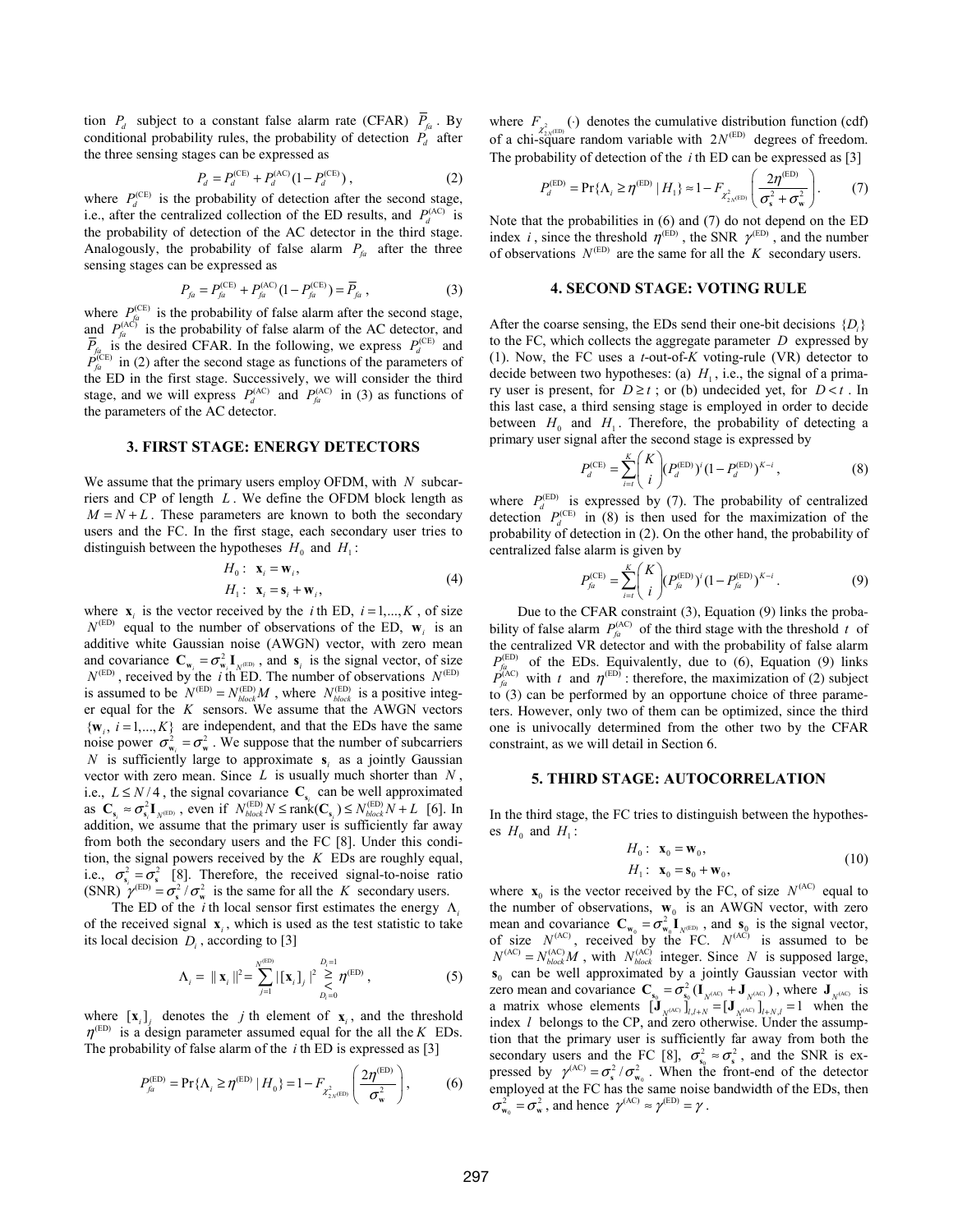tion $P_d$ subject to a constant false alarm rate (CFAR) $\overline{P}_{fa}$. By conditional probability rules, the probability of detection $P_d$ after the three sensing stages can be expressed as

$$P_d = P_d^{(\mathrm{CE})} + P_d^{(\mathrm{AC})}(1 - P_d^{(\mathrm{CE})}), \quad (2)$$

where $P_d^{(\mathrm{CE})}$ is the probability of detection after the second stage, i.e., after the centralized collection of the ED results, and $P_d^{(\mathrm{AC})}$ is the probability of detection of the AC detector in the third stage. Analogously, the probability of false alarm $P_{fa}$ after the three sensing stages can be expressed as

$$P_{fa} = P_{fa}^{(\mathrm{CE})} + P_{fa}^{(\mathrm{AC})}(1 - P_{fa}^{(\mathrm{CE})}) = \overline{P}_{fa}, \quad (3)$$

where $P_{fa}^{(\mathrm{CE})}$ is the probability of false alarm after the second stage, and $P_{fa}^{(\mathrm{AC})}$ is the probability of false alarm of the AC detector, and $\overline{P}_{fa}$ is the desired CFAR. In the following, we express $P_d^{(\mathrm{CE})}$ and $P_{fa}^{(\mathrm{CE})}$ in (2) after the second stage as functions of the parameters of the ED in the first stage. Successively, we will consider the third stage, and we will express $P_d^{(\mathrm{AC})}$ and $P_{fa}^{(\mathrm{AC})}$ in (3) as functions of the parameters of the AC detector.

## 3. FIRST STAGE: ENERGY DETECTORS

We assume that the primary users employ OFDM, with $N$ subcarriers and CP of length $L$. We define the OFDM block length as $M = N + L$. These parameters are known to both the secondary users and the FC. In the first stage, each secondary user tries to distinguish between the hypotheses $H_0$ and $H_1$:

$$\begin{aligned} H_0 &: \ \mathbf{x}_i = \mathbf{w}_i, \\ H_1 &: \ \mathbf{x}_i = \mathbf{s}_i + \mathbf{w}_i, \end{aligned} \quad (4)$$

where $\mathbf{x}_i$ is the vector received by the $i$th ED, $i = 1, ..., K$, of size $N^{(\mathrm{ED})}$ equal to the number of observations of the ED, $\mathbf{w}_i$ is an additive white Gaussian noise (AWGN) vector, with zero mean and covariance $\mathbf{C}_{\mathbf{w}_i} = \sigma_{\mathbf{w}_i}^2 \mathbf{I}_{N^{(\mathrm{ED})}}$, and $\mathbf{s}_i$ is the signal vector, of size $N^{(\mathrm{ED})}$, received by the $i$th ED. The number of observations $N^{(\mathrm{ED})}$ is assumed to be $N^{(\mathrm{ED})} = N_{block}^{(\mathrm{ED})} M$, where $N_{block}^{(\mathrm{ED})}$ is a positive integer equal for the $K$ sensors. We assume that the AWGN vectors $\{\mathbf{w}_i, \ i = 1, ..., K\}$ are independent, and that the EDs have the same noise power $\sigma_{\mathbf{w}_i}^2 = \sigma_{\mathbf{w}}^2$. We suppose that the number of subcarriers $N$ is sufficiently large to approximate $\mathbf{s}_i$ as a jointly Gaussian vector with zero mean. Since $L$ is usually much shorter than $N$, i.e., $L \le N/4$, the signal covariance $\mathbf{C}_{\mathbf{s}_i}$ can be well approximated as $\mathbf{C}_{\mathbf{s}_i} \approx \sigma_{\mathbf{s}_i}^2 \mathbf{I}_{N^{(\mathrm{ED})}}$, even if $N_{block}^{(\mathrm{ED})} N \le \mathrm{rank}(\mathbf{C}_{\mathbf{s}_i}) \le N_{block}^{(\mathrm{ED})} N + L$ [6]. In addition, we assume that the primary user is sufficiently far away from both the secondary users and the FC [8]. Under this condition, the signal powers received by the $K$ EDs are roughly equal, i.e., $\sigma_{\mathbf{s}_i}^2 = \sigma_{\mathbf{s}}^2$ [8]. Therefore, the received signal-to-noise ratio (SNR) $\gamma^{(\mathrm{ED})} = \sigma_{\mathbf{s}}^2 / \sigma_{\mathbf{w}}^2$ is the same for all the $K$ secondary users.

The ED of the $i$th local sensor first estimates the energy $\Lambda_i$ of the received signal $\mathbf{x}_i$, which is used as the test statistic to take its local decision $D_i$, according to [3]

$$\Lambda_i = \| \mathbf{x}_i \|^2 = \sum_{j=1}^{N^{(\mathrm{ED})}} |[\mathbf{x}_i]_j|^2 \underset{D_i=0}{\overset{D_i=1}{\gtrless}} \eta^{(\mathrm{ED})}, \quad (5)$$

where $[\mathbf{x}_i]_j$ denotes the $j$th element of $\mathbf{x}_i$, and the threshold $\eta^{(\mathrm{ED})}$ is a design parameter assumed equal for the all the $K$ EDs. The probability of false alarm of the $i$th ED is expressed as [3]

$$P_{fa}^{(\mathrm{ED})} = \Pr\{\Lambda_i \ge \eta^{(\mathrm{ED})} \mid H_0\} = 1 - F_{\chi^2_{2N^{(\mathrm{ED})}}}\left( \frac{2\eta^{(\mathrm{ED})}}{\sigma_{\mathbf{w}}^2} \right), \quad (6)$$

where $F_{\chi^2_{2N^{(\mathrm{ED})}}}(\cdot)$ denotes the cumulative distribution function (cdf) of a chi-square random variable with $2N^{(\mathrm{ED})}$ degrees of freedom. The probability of detection of the $i$th ED can be expressed as [3]

$$P_d^{(\mathrm{ED})} = \Pr\{\Lambda_i \ge \eta^{(\mathrm{ED})} \mid H_1\} \approx 1 - F_{\chi^2_{2N^{(\mathrm{ED})}}}\left( \frac{2\eta^{(\mathrm{ED})}}{\sigma_{\mathbf{s}}^2 + \sigma_{\mathbf{w}}^2} \right). \quad (7)$$

Note that the probabilities in (6) and (7) do not depend on the ED index $i$, since the threshold $\eta^{(\mathrm{ED})}$, the SNR $\gamma^{(\mathrm{ED})}$, and the number of observations $N^{(\mathrm{ED})}$ are the same for all the $K$ secondary users.

## 4. SECOND STAGE: VOTING RULE

After the coarse sensing, the EDs send their one-bit decisions $\{D_i\}$ to the FC, which collects the aggregate parameter $D$ expressed by (1). Now, the FC uses a $t$-out-of-$K$ voting-rule (VR) detector to decide between two hypotheses: (a) $H_1$, i.e., the signal of a primary user is present, for $D \ge t$; or (b) undecided yet, for $D < t$. In this last case, a third sensing stage is employed in order to decide between $H_0$ and $H_1$. Therefore, the probability of detecting a primary user signal after the second stage is expressed by

$$P_d^{(\mathrm{CE})} = \sum_{i=t}^{K} \binom{K}{i} (P_d^{(\mathrm{ED})})^i (1 - P_d^{(\mathrm{ED})})^{K-i}, \quad (8)$$

where $P_d^{(\mathrm{ED})}$ is expressed by (7). The probability of centralized detection $P_d^{(\mathrm{CE})}$ in (8) is then used for the maximization of the probability of detection in (2). On the other hand, the probability of centralized false alarm is given by

$$P_{fa}^{(\mathrm{CE})} = \sum_{i=t}^{K} \binom{K}{i} (P_{fa}^{(\mathrm{ED})})^i (1 - P_{fa}^{(\mathrm{ED})})^{K-i}. \quad (9)$$

Due to the CFAR constraint (3), Equation (9) links the probability of false alarm $P_{fa}^{(\mathrm{AC})}$ of the third stage with the threshold $t$ of the centralized VR detector and with the probability of false alarm $P_{fa}^{(\mathrm{ED})}$ of the EDs. Equivalently, due to (6), Equation (9) links $P_{fa}^{(\mathrm{AC})}$ with $t$ and $\eta^{(\mathrm{ED})}$: therefore, the maximization of (2) subject to (3) can be performed by an opportune choice of three parameters. However, only two of them can be optimized, since the third one is univocally determined from the other two by the CFAR constraint, as we will detail in Section 6.

## 5. THIRD STAGE: AUTOCORRELATION

In the third stage, the FC tries to distinguish between the hypotheses $H_0$ and $H_1$:

$$\begin{aligned} H_0 &: \ \mathbf{x}_0 = \mathbf{w}_0, \\ H_1 &: \ \mathbf{x}_0 = \mathbf{s}_0 + \mathbf{w}_0, \end{aligned} \quad (10)$$

where $\mathbf{x}_0$ is the vector received by the FC, of size $N^{(\mathrm{AC})}$ equal to the number of observations, $\mathbf{w}_0$ is an AWGN vector, with zero mean and covariance $\mathbf{C}_{\mathbf{w}_0} = \sigma_{\mathbf{w}_0}^2 \mathbf{I}_{N^{(\mathrm{ED})}}$, and $\mathbf{s}_0$ is the signal vector, of size $N^{(\mathrm{AC})}$, received by the FC. $N^{(\mathrm{AC})}$ is assumed to be $N^{(\mathrm{AC})} = N_{block}^{(\mathrm{AC})} M$, with $N_{block}^{(\mathrm{AC})}$ integer. Since $N$ is supposed large, $\mathbf{s}_0$ can be well approximated by a jointly Gaussian vector with zero mean and covariance $\mathbf{C}_{\mathbf{s}_0} = \sigma_{\mathbf{s}_0}^2 (\mathbf{I}_{N^{(\mathrm{AC})}} + \mathbf{J}_{N^{(\mathrm{AC})}})$, where $\mathbf{J}_{N^{(\mathrm{AC})}}$ is a matrix whose elements $[\mathbf{J}_{N^{(\mathrm{AC})}}]_{l,l+N} = [\mathbf{J}_{N^{(\mathrm{AC})}}]_{l+N,l} = 1$ when the index $l$ belongs to the CP, and zero otherwise. Under the assumption that the primary user is sufficiently far away from both the secondary users and the FC [8], $\sigma_{\mathbf{s}_0}^2 \approx \sigma_{\mathbf{s}}^2$, and the SNR is expressed by $\gamma^{(\mathrm{AC})} = \sigma_{\mathbf{s}}^2 / \sigma_{\mathbf{w}_0}^2$. When the front-end of the detector employed at the FC has the same noise bandwidth of the EDs, then $\sigma_{\mathbf{w}_0}^2 = \sigma_{\mathbf{w}}^2$, and hence $\gamma^{(\mathrm{AC})} \approx \gamma^{(\mathrm{ED})} = \gamma$.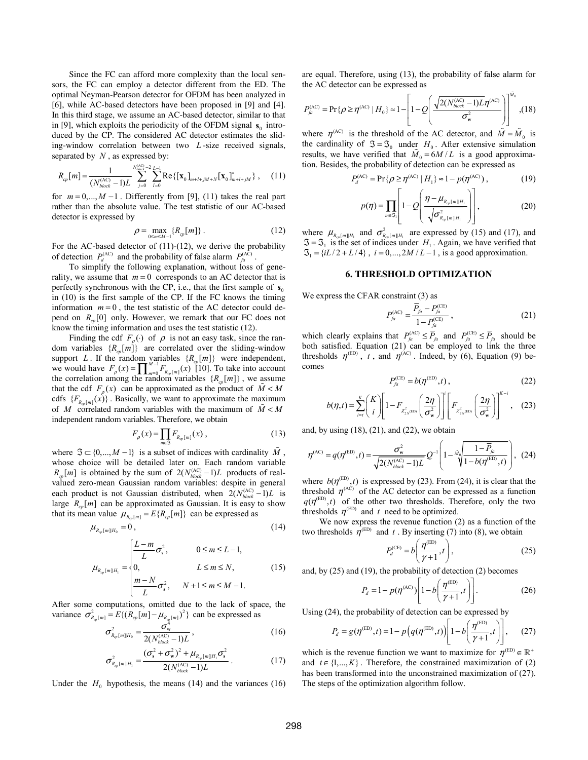Since the FC can afford more complexity than the local sensors, the FC can employ a detector different from the ED. The optimal Neyman-Pearson detector for OFDM has been analyzed in [6], while AC-based detectors have been proposed in [9] and [4]. In this third stage, we assume an AC-based detector, similar to that in [9], which exploits the periodicity of the OFDM signal $\mathbf{s}_0$ introduced by the CP. The considered AC detector estimates the sliding-window correlation between two $L$-size received signals, separated by $N$, as expressed by:

$$R_{cp}[m] = \frac{1}{(N_{block}^{(\mathrm{AC})}-1)L}\sum_{j=0}^{N_{block}^{(\mathrm{AC})}-2}\sum_{l=0}^{L-1}\mathrm{Re}\{[\mathbf{x}_0]_{m+l+jM+N}[\mathbf{x}_0]^*_{m+l+jM}\}, \quad (11)$$

for $m = 0,...,M-1$. Differently from [9], (11) takes the real part rather than the absolute value. The test statistic of our AC-based detector is expressed by

$$\rho = \max_{0\le m\le M-1}\{R_{cp}[m]\}. \quad (12)$$

For the AC-based detector of (11)-(12), we derive the probability of detection $P_d^{(\mathrm{AC})}$ and the probability of false alarm $P_{fa}^{(\mathrm{AC})}$.

To simplify the following explanation, without loss of generality, we assume that $m=0$ corresponds to an AC detector that is perfectly synchronous with the CP, i.e., that the first sample of $\mathbf{s}_0$ in (10) is the first sample of the CP. If the FC knows the timing information $m=0$, the test statistic of the AC detector could depend on $R_{cp}[0]$ only. However, we remark that our FC does not know the timing information and uses the test statistic (12).

Finding the cdf $F_\rho(\cdot)$ of $\rho$ is not an easy task, since the random variables $\{R_{cp}[m]\}$ are correlated over the sliding-window support $L$. If the random variables $\{R_{cp}[m]\}$ were independent, we would have $F_\rho(x) = \prod_{m=0}^{M-1}F_{R_{cp}[m]}(x)$ [10]. To take into account the correlation among the random variables $\{R_{cp}[m]\}$, we assume that the cdf $F_\rho(x)$ can be approximated as the product of $\tilde{M} < M$ cdfs $\{F_{R_{cp}[m]}(x)\}$. Basically, we want to approximate the maximum of $M$ correlated random variables with the maximum of $\tilde{M} < M$ independent random variables. Therefore, we obtain

$$F_\rho(x) = \prod_{m\in\mathfrak{I}}F_{R_{cp}[m]}(x), \quad (13)$$

where $\mathfrak{I} \subset \{0,...,M-1\}$ is a subset of indices with cardinality $\tilde{M}$, whose choice will be detailed later on. Each random variable $R_{cp}[m]$ is obtained by the sum of $2(N_{block}^{(\mathrm{AC})}-1)L$ products of real-valued zero-mean Gaussian random variables: despite in general each product is not Gaussian distributed, when $2(N_{block}^{(\mathrm{AC})}-1)L$ is large $R_{cp}[m]$ can be approximated as Gaussian. It is easy to show that its mean value $\mu_{R_{cp}[m]} = E\{R_{cp}[m]\}$ can be expressed as

$$\mu_{R_{cp}[m]|H_0} = 0, \quad (14)$$

$$\mu_{R_{cp}[m]|H_1} = \begin{cases} \frac{L-m}{L}\sigma_{\mathbf{s}}^2, & 0\le m\le L-1, \\ 0, & L\le m\le N, \\ \frac{m-N}{L}\sigma_{\mathbf{s}}^2, & N+1\le m\le M-1. \end{cases} \quad (15)$$

After some computations, omitted due to the lack of space, the variance $\sigma^2_{R_{cp}[m]} = E\{(R_{cp}[m]-\mu_{R_{cp}[m]})^2\}$ can be expressed as

$$\sigma^2_{R_{cp}[m]|H_0} = \frac{\sigma_{\mathbf{w}}^4}{2(N_{block}^{(\mathrm{AC})}-1)L}, \quad (16)$$

$$\sigma^2_{R_{cp}[m]|H_1} = \frac{(\sigma_{\mathbf{s}}^2+\sigma_{\mathbf{w}}^2)^2+\mu_{R_{cp}[m]|H_1}\sigma_{\mathbf{s}}^2}{2(N_{block}^{(\mathrm{AC})}-1)L}. \quad (17)$$

Under the $H_0$ hypothesis, the means (14) and the variances (16) are equal. Therefore, using (13), the probability of false alarm for the AC detector can be expressed as

$$P_{fa}^{(\mathrm{AC})} = \Pr\{\rho\ge\eta^{(\mathrm{AC})}\,|\,H_0\} \approx 1-\left[1-Q\left(\frac{\sqrt{2(N_{block}^{(\mathrm{AC})}-1)L}\,\eta^{(\mathrm{AC})}}{\sigma_{\mathbf{w}}^2}\right)\right]^{\tilde{M}_0}, \quad (18)$$

where $\eta^{(\mathrm{AC})}$ is the threshold of the AC detector, and $\tilde{M}=\tilde{M}_0$ is the cardinality of $\mathfrak{I}=\mathfrak{I}_0$ under $H_0$. After extensive simulation results, we have verified that $\tilde{M}_0 = 6M/L$ is a good approximation. Besides, the probability of detection can be expressed as

$$P_d^{(\mathrm{AC})} = \Pr\{\rho\ge\eta^{(\mathrm{AC})}\,|\,H_1\} \approx 1-p(\eta^{(\mathrm{AC})}), \quad (19)$$

$$p(\eta) = \prod_{m\in\mathfrak{I}_1}\left[1-Q\left(\frac{\eta-\mu_{R_{cp}[m]|H_1}}{\sqrt{\sigma^2_{R_{cp}[m]|H_1}}}\right)\right], \quad (20)$$

where $\mu_{R_{cp}[m]|H_1}$ and $\sigma^2_{R_{cp}[m]|H_1}$ are expressed by (15) and (17), and $\mathfrak{I}=\mathfrak{I}_1$ is the set of indices under $H_1$. Again, we have verified that $\mathfrak{I}_1 = \{iL/2 + L/4\}$, $i = 0,...,2M/L-1$, is a good approximation.

## 6. THRESHOLD OPTIMIZATION

We express the CFAR constraint (3) as

$$P_{fa}^{(\mathrm{AC})} = \frac{\overline{P}_{fa}-P_{fa}^{(\mathrm{CE})}}{1-P_{fa}^{(\mathrm{CE})}}, \quad (21)$$

which clearly explains that $P_{fa}^{(\mathrm{AC})}\le\overline{P}_{fa}$ and $P_{fa}^{(\mathrm{CE})}\le\overline{P}_{fa}$ should be both satisfied. Equation (21) can be employed to link the three thresholds $\eta^{(\mathrm{ED})}$, $t$, and $\eta^{(\mathrm{AC})}$. Indeed, by (6), Equation (9) becomes

$$P_{fa}^{(\mathrm{CE})} = b(\eta^{(\mathrm{ED})},t), \quad (22)$$

$$b(\eta,t) = \sum_{i=t}^{K}\binom{K}{i}\left[1-F_{\chi^2_{2N^{(\mathrm{ED})}}}\left(\frac{2\eta}{\sigma_{\mathbf{w}}^2}\right)\right]^i\left[F_{\chi^2_{2N^{(\mathrm{ED})}}}\left(\frac{2\eta}{\sigma_{\mathbf{w}}^2}\right)\right]^{K-i}, \quad (23)$$

and, by using (18), (21), and (22), we obtain

$$\eta^{(\mathrm{AC})} = q(\eta^{(\mathrm{ED})},t) = \frac{\sigma_{\mathbf{w}}^2}{\sqrt{2(N_{block}^{(\mathrm{AC})}-1)L}}Q^{-1}\left(1-\sqrt[\tilde{M}_0]{\frac{1-\overline{P}_{fa}}{1-b(\eta^{(\mathrm{ED})},t)}}\right), \quad (24)$$

where $b(\eta^{(\mathrm{ED})},t)$ is expressed by (23). From (24), it is clear that the threshold $\eta^{(\mathrm{AC})}$ of the AC detector can be expressed as a function $q(\eta^{(\mathrm{ED})},t)$ of the other two thresholds. Therefore, only the two thresholds $\eta^{(\mathrm{ED})}$ and $t$ need to be optimized.

We now express the revenue function (2) as a function of the two thresholds $\eta^{(\mathrm{ED})}$ and $t$. By inserting (7) into (8), we obtain

$$P_d^{(\mathrm{CE})} = b\left(\frac{\eta^{(\mathrm{ED})}}{\gamma+1},t\right), \quad (25)$$

and, by (25) and (19), the probability of detection (2) becomes

$$P_d = 1-p(\eta^{(\mathrm{AC})})\left[1-b\left(\frac{\eta^{(\mathrm{ED})}}{\gamma+1},t\right)\right]. \quad (26)$$

Using (24), the probability of detection can be expressed by

$$P_d = g(\eta^{(\mathrm{ED})},t) = 1-p\left(q(\eta^{(\mathrm{ED})},t)\right)\left[1-b\left(\frac{\eta^{(\mathrm{ED})}}{\gamma+1},t\right)\right], \quad (27)$$

which is the revenue function we want to maximize for $\eta^{(\mathrm{ED})}\in\mathbb{R}^+$ and $t\in\{1,...,K\}$. Therefore, the constrained maximization of (2) has been transformed into the unconstrained maximization of (27). The steps of the optimization algorithm follow.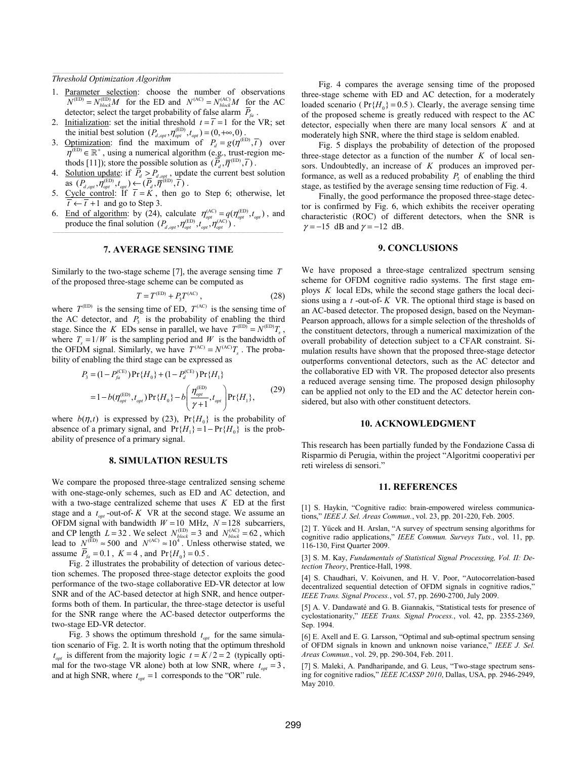*Threshold Optimization Algorithm*

1. Parameter selection: choose the number of observations $N^{(\text{ED})} = N_{block}^{(\text{ED})} M$ for the ED and $N^{(\text{AC})} = N_{block}^{(\text{AC})} M$ for the AC detector; select the target probability of false alarm $\overline{P}_{fa}$.
2. Initialization: set the initial threshold $t = \overline{t} = 1$ for the VR; set the initial best solution $(P_{d,opt}, \eta_{opt}^{(\text{ED})}, t_{opt}) = (0, +\infty, 0)$.
3. Optimization: find the maximum of $P_d = g(\eta^{(\text{ED})}, \overline{t})$ over $\eta^{(\text{ED})} \in \mathbb{R}^+$, using a numerical algorithm (e.g., trust-region methods [11]); store the possible solution as $(\overline{P}_d, \overline{\eta}^{(\text{ED})}, \overline{t})$.
4. Solution update: if $\overline{P}_d > P_{d,opt}$, update the current best solution as $(P_{d,opt}, \eta_{opt}^{(\text{ED})}, t_{opt}) \leftarrow (\overline{P}_d, \overline{\eta}^{(\text{ED})}, \overline{t})$.
5. Cycle control: If $\overline{t} = K$, then go to Step 6; otherwise, let $\overline{t} \leftarrow \overline{t} + 1$ and go to Step 3.
6. End of algorithm: by (24), calculate $\eta_{opt}^{(\text{AC})} = q(\eta_{opt}^{(\text{ED})}, t_{opt})$, and produce the final solution $(P_{d,opt}, \eta_{opt}^{(\text{ED})}, t_{opt}, \eta_{opt}^{(\text{AC})})$.

## 7. AVERAGE SENSING TIME

Similarly to the two-stage scheme [7], the average sensing time $T$ of the proposed three-stage scheme can be computed as

$$T = T^{(\text{ED})} + P_3 T^{(\text{AC})}, \tag{28}$$

where $T^{(\text{ED})}$ is the sensing time of ED, $T^{(\text{AC})}$ is the sensing time of the AC detector, and $P_3$ is the probability of enabling the third stage. Since the $K$ EDs sense in parallel, we have $T^{(\text{ED})} = N^{(\text{ED})} T_s$, where $T_s = 1/W$ is the sampling period and $W$ is the bandwidth of the OFDM signal. Similarly, we have $T^{(\text{AC})} = N^{(\text{AC})} T_s$. The probability of enabling the third stage can be expressed as

$$\begin{aligned} P_3 &= (1 - P_{fa}^{(\text{CE})}) \Pr\{H_0\} + (1 - P_d^{(\text{CE})}) \Pr\{H_1\} \\ &= 1 - b(\eta_{opt}^{(\text{ED})}, t_{opt}) \Pr\{H_0\} - b\left(\frac{\eta_{opt}^{(\text{ED})}}{\gamma + 1}, t_{opt}\right) \Pr\{H_1\}, \end{aligned} \tag{29}$$

where $b(\eta, t)$ is expressed by (23), $\Pr\{H_0\}$ is the probability of absence of a primary signal, and $\Pr\{H_1\} = 1 - \Pr\{H_0\}$ is the probability of presence of a primary signal.

## 8. SIMULATION RESULTS

We compare the proposed three-stage centralized sensing scheme with one-stage-only schemes, such as ED and AC detection, and with a two-stage centralized scheme that uses $K$ ED at the first stage and a $t_{opt}$-out-of-$K$ VR at the second stage. We assume an OFDM signal with bandwidth $W = 10$ MHz, $N = 128$ subcarriers, and CP length $L = 32$. We select $N_{block}^{(\text{ED})} = 3$ and $N_{block}^{(\text{AC})} = 62$, which lead to $N^{(\text{ED})} \approx 500$ and $N^{(\text{AC})} \approx 10^4$. Unless otherwise stated, we assume $\overline{P}_{fa} = 0.1$, $K = 4$, and $\Pr\{H_0\} = 0.5$.

Fig. 2 illustrates the probability of detection of various detection schemes. The proposed three-stage detector exploits the good performance of the two-stage collaborative ED-VR detector at low SNR and of the AC-based detector at high SNR, and hence outperforms both of them. In particular, the three-stage detector is useful for the SNR range where the AC-based detector outperforms the two-stage ED-VR detector.

Fig. 3 shows the optimum threshold $t_{opt}$ for the same simulation scenario of Fig. 2. It is worth noting that the optimum threshold $t_{opt}$ is different from the majority logic $t = K/2 = 2$ (typically optimal for the two-stage VR alone) both at low SNR, where $t_{opt} = 3$, and at high SNR, where $t_{opt} = 1$ corresponds to the "OR" rule.

Fig. 4 compares the average sensing time of the proposed three-stage scheme with ED and AC detection, for a moderately loaded scenario ($\Pr\{H_0\} = 0.5$). Clearly, the average sensing time of the proposed scheme is greatly reduced with respect to the AC detector, especially when there are many local sensors $K$ and at moderately high SNR, where the third stage is seldom enabled.

Fig. 5 displays the probability of detection of the proposed three-stage detector as a function of the number $K$ of local sensors. Undoubtedly, an increase of $K$ produces an improved performance, as well as a reduced probability $P_3$ of enabling the third stage, as testified by the average sensing time reduction of Fig. 4.

Finally, the good performance the proposed three-stage detector is confirmed by Fig. 6, which exhibits the receiver operating characteristic (ROC) of different detectors, when the SNR is $\gamma = -15$ dB and $\gamma = -12$ dB.

## 9. CONCLUSIONS

We have proposed a three-stage centralized spectrum sensing scheme for OFDM cognitive radio systems. The first stage employs $K$ local EDs, while the second stage gathers the local decisions using a $t$-out-of-$K$ VR. The optional third stage is based on an AC-based detector. The proposed design, based on the Neyman-Pearson approach, allows for a simple selection of the thresholds of the constituent detectors, through a numerical maximization of the overall probability of detection subject to a CFAR constraint. Simulation results have shown that the proposed three-stage detector outperforms conventional detectors, such as the AC detector and the collaborative ED with VR. The proposed detector also presents a reduced average sensing time. The proposed design philosophy can be applied not only to the ED and the AC detector herein considered, but also with other constituent detectors.

## 10. ACKNOWLEDGMENT

This research has been partially funded by the Fondazione Cassa di Risparmio di Perugia, within the project "Algoritmi cooperativi per reti wireless di sensori."

## 11. REFERENCES

[1] S. Haykin, "Cognitive radio: brain-empowered wireless communications," *IEEE J. Sel. Areas Commun.*, vol. 23, pp. 201-220, Feb. 2005.

[2] T. Yücek and H. Arslan, "A survey of spectrum sensing algorithms for cognitive radio applications," *IEEE Commun. Surveys Tuts.*, vol. 11, pp. 116-130, First Quarter 2009.

[3] S. M. Kay, *Fundamentals of Statistical Signal Processing, Vol. II: Detection Theory*, Prentice-Hall, 1998.

[4] S. Chaudhari, V. Koivunen, and H. V. Poor, "Autocorrelation-based decentralized sequential detection of OFDM signals in cognitive radios," *IEEE Trans. Signal Process.*, vol. 57, pp. 2690-2700, July 2009.

[5] A. V. Dandawaté and G. B. Giannakis, "Statistical tests for presence of cyclostationarity," *IEEE Trans. Signal Process.*, vol. 42, pp. 2355-2369, Sep. 1994.

[6] E. Axell and E. G. Larsson, "Optimal and sub-optimal spectrum sensing of OFDM signals in known and unknown noise variance," *IEEE J. Sel. Areas Commun.*, vol. 29, pp. 290-304, Feb. 2011.

[7] S. Maleki, A. Pandharipande, and G. Leus, "Two-stage spectrum sensing for cognitive radios," *IEEE ICASSP 2010*, Dallas, USA, pp. 2946-2949, May 2010.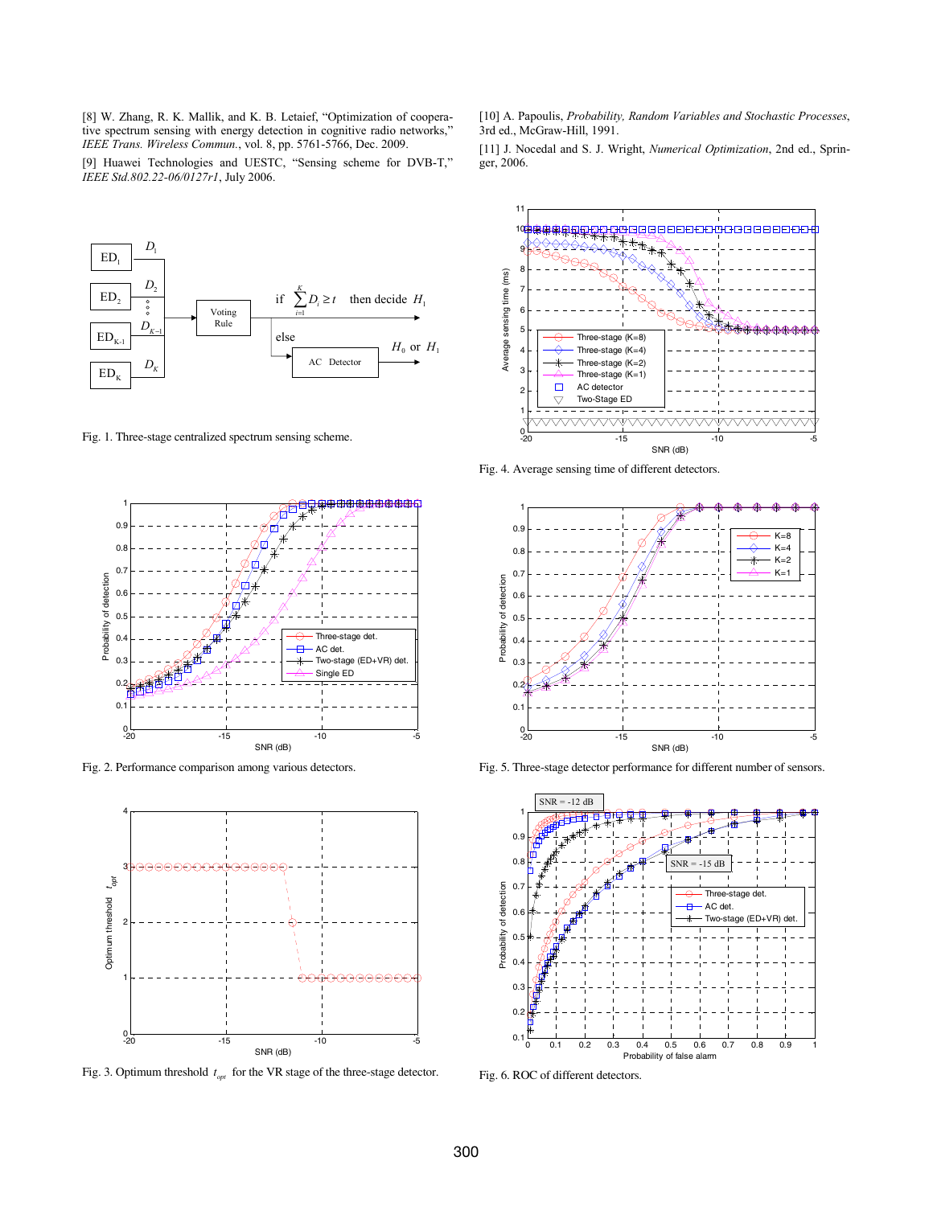[8] W. Zhang, R. K. Mallik, and K. B. Letaief, "Optimization of cooperative spectrum sensing with energy detection in cognitive radio networks," *IEEE Trans. Wireless Commun.*, vol. 8, pp. 5761-5766, Dec. 2009.

[9] Huawei Technologies and UESTC, "Sensing scheme for DVB-T," *IEEE Std.802.22-06/0127r1*, July 2006.

[10] A. Papoulis, *Probability, Random Variables and Stochastic Processes*, 3rd ed., McGraw-Hill, 1991.

[11] J. Nocedal and S. J. Wright, *Numerical Optimization*, 2nd ed., Springer, 2006.

$ED_1$ $D_1$
$ED_2$ $D_2$
$ED_{K-1}$ $D_{K-1}$
$ED_K$ $D_K$
Voting Rule
if $\sum_{i=1}^{K} D_i \geq t$ then decide $H_1$
else
AC Detector
$H_0$ or $H_1$

Fig. 1. Three-stage centralized spectrum sensing scheme.

Probability of detection
SNR (dB)
Three-stage det.
AC det.
Two-stage (ED+VR) det.
Single ED

Fig. 2. Performance comparison among various detectors.

Optimum threshold $t_{opt}$
SNR (dB)

Fig. 3. Optimum threshold $t_{opt}$ for the VR stage of the three-stage detector.

Average sensing time (ms)
SNR (dB)
Three-stage (K=8)
Three-stage (K=4)
Three-stage (K=2)
Three-stage (K=1)
AC detector
Two-Stage ED

Fig. 4. Average sensing time of different detectors.

Probability of detection
SNR (dB)
K=8
K=4
K=2
K=1

Fig. 5. Three-stage detector performance for different number of sensors.

SNR = -12 dB
SNR = -15 dB
Probability of detection
Probability of false alarm
Three-stage det.
AC det.
Two-stage (ED+VR) det.

Fig. 6. ROC of different detectors.